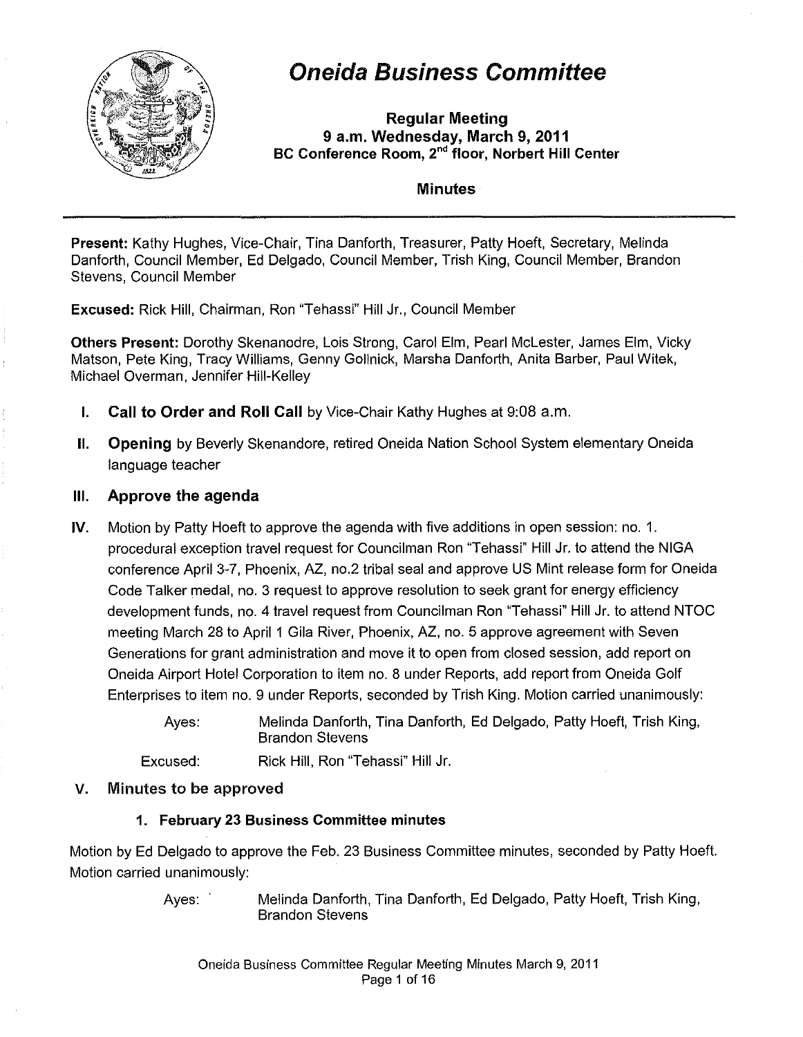# Oneida Business Committee

**Regular Meeting**
**9 a.m. Wednesday, March 9, 2011**
**BC Conference Room, 2nd floor, Norbert Hill Center**

**Minutes**

---

**Present:** Kathy Hughes, Vice-Chair, Tina Danforth, Treasurer, Patty Hoeft, Secretary, Melinda Danforth, Council Member, Ed Delgado, Council Member, Trish King, Council Member, Brandon Stevens, Council Member

**Excused:** Rick Hill, Chairman, Ron "Tehassi" Hill Jr., Council Member

**Others Present:** Dorothy Skenanodre, Lois Strong, Carol Elm, Pearl McLester, James Elm, Vicky Matson, Pete King, Tracy Williams, Genny Gollnick, Marsha Danforth, Anita Barber, Paul Witek, Michael Overman, Jennifer Hill-Kelley

I. **Call to Order and Roll Call** by Vice-Chair Kathy Hughes at 9:08 a.m.

II. **Opening** by Beverly Skenandore, retired Oneida Nation School System elementary Oneida language teacher

## III. Approve the agenda

IV. Motion by Patty Hoeft to approve the agenda with five additions in open session: no. 1. procedural exception travel request for Councilman Ron "Tehassi" Hill Jr. to attend the NIGA conference April 3-7, Phoenix, AZ, no.2 tribal seal and approve US Mint release form for Oneida Code Talker medal, no. 3 request to approve resolution to seek grant for energy efficiency development funds, no. 4 travel request from Councilman Ron "Tehassi" Hill Jr. to attend NTOC meeting March 28 to April 1 Gila River, Phoenix, AZ, no. 5 approve agreement with Seven Generations for grant administration and move it to open from closed session, add report on Oneida Airport Hotel Corporation to item no. 8 under Reports, add report from Oneida Golf Enterprises to item no. 9 under Reports, seconded by Trish King. Motion carried unanimously:

Ayes: Melinda Danforth, Tina Danforth, Ed Delgado, Patty Hoeft, Trish King, Brandon Stevens

Excused: Rick Hill, Ron "Tehassi" Hill Jr.

## V. Minutes to be approved

### 1. February 23 Business Committee minutes

Motion by Ed Delgado to approve the Feb. 23 Business Committee minutes, seconded by Patty Hoeft. Motion carried unanimously:

Ayes: Melinda Danforth, Tina Danforth, Ed Delgado, Patty Hoeft, Trish King, Brandon Stevens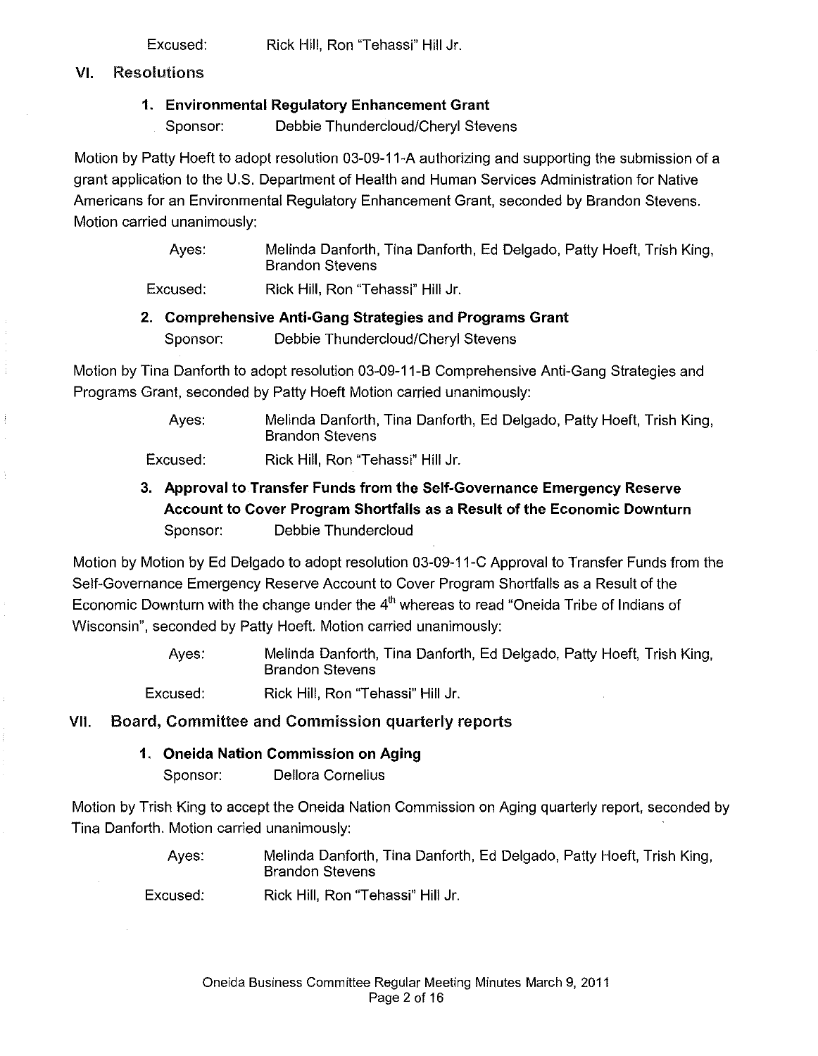Excused: Rick Hill, Ron "Tehassi" Hill Jr.

## VI. Resolutions

### 1. Environmental Regulatory Enhancement Grant

Sponsor: Debbie Thundercloud/Cheryl Stevens

Motion by Patty Hoeft to adopt resolution 03-09-11-A authorizing and supporting the submission of a grant application to the U.S. Department of Health and Human Services Administration for Native Americans for an Environmental Regulatory Enhancement Grant, seconded by Brandon Stevens. Motion carried unanimously:

Ayes: Melinda Danforth, Tina Danforth, Ed Delgado, Patty Hoeft, Trish King, Brandon Stevens

Excused: Rick Hill, Ron "Tehassi" Hill Jr.

### 2. Comprehensive Anti-Gang Strategies and Programs Grant

Sponsor: Debbie Thundercloud/Cheryl Stevens

Motion by Tina Danforth to adopt resolution 03-09-11-B Comprehensive Anti-Gang Strategies and Programs Grant, seconded by Patty Hoeft Motion carried unanimously:

Ayes: Melinda Danforth, Tina Danforth, Ed Delgado, Patty Hoeft, Trish King, Brandon Stevens

Excused: Rick Hill, Ron "Tehassi" Hill Jr.

### 3. Approval to Transfer Funds from the Self-Governance Emergency Reserve Account to Cover Program Shortfalls as a Result of the Economic Downturn

Sponsor: Debbie Thundercloud

Motion by Motion by Ed Delgado to adopt resolution 03-09-11-C Approval to Transfer Funds from the Self-Governance Emergency Reserve Account to Cover Program Shortfalls as a Result of the Economic Downturn with the change under the 4th whereas to read "Oneida Tribe of Indians of Wisconsin", seconded by Patty Hoeft. Motion carried unanimously:

Ayes: Melinda Danforth, Tina Danforth, Ed Delgado, Patty Hoeft, Trish King, Brandon Stevens

Excused: Rick Hill, Ron "Tehassi" Hill Jr.

## VII. Board, Committee and Commission quarterly reports

### 1. Oneida Nation Commission on Aging

Sponsor: Dellora Cornelius

Motion by Trish King to accept the Oneida Nation Commission on Aging quarterly report, seconded by Tina Danforth. Motion carried unanimously:

Ayes: Melinda Danforth, Tina Danforth, Ed Delgado, Patty Hoeft, Trish King, Brandon Stevens

Excused: Rick Hill, Ron "Tehassi" Hill Jr.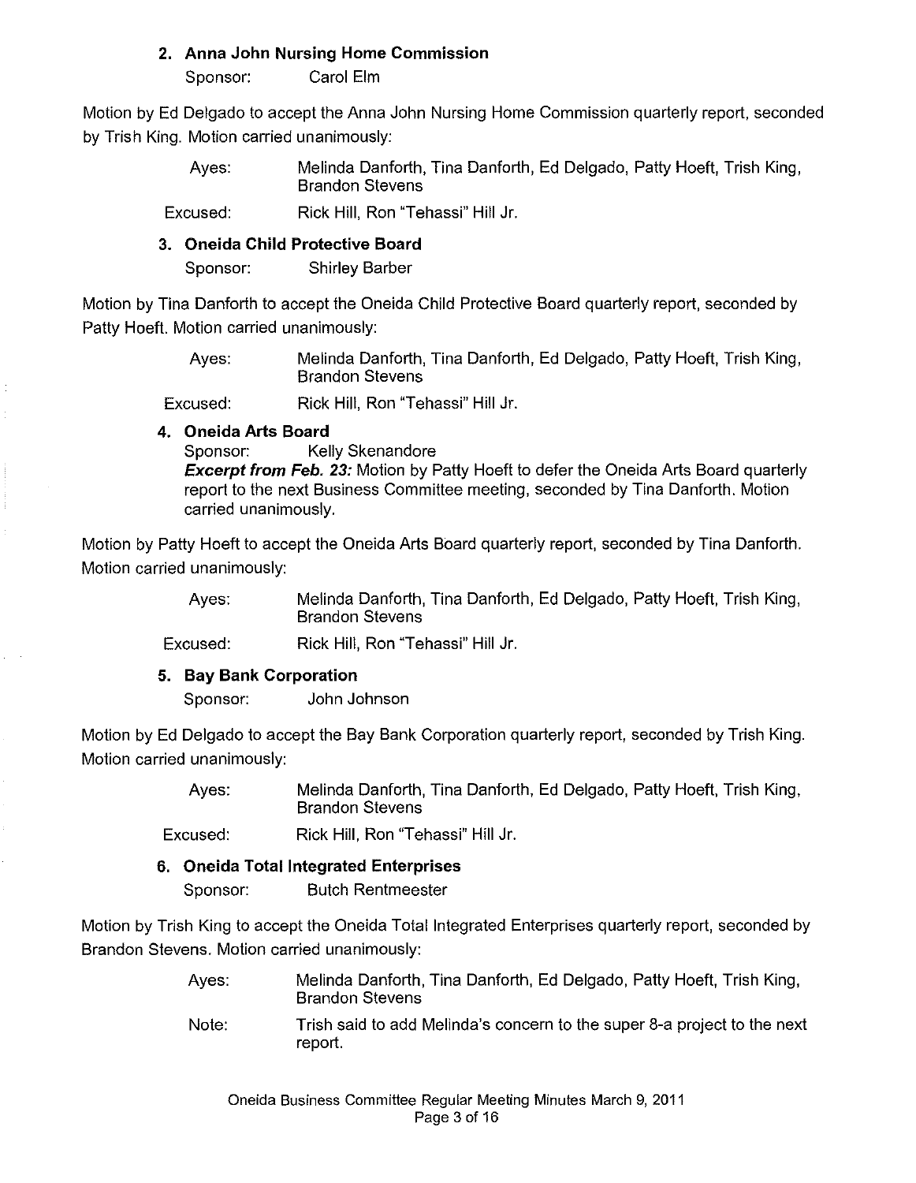### 2. Anna John Nursing Home Commission

Sponsor: Carol Elm

Motion by Ed Delgado to accept the Anna John Nursing Home Commission quarterly report, seconded by Trish King. Motion carried unanimously:

Ayes: Melinda Danforth, Tina Danforth, Ed Delgado, Patty Hoeft, Trish King, Brandon Stevens

Excused: Rick Hill, Ron "Tehassi" Hill Jr.

### 3. Oneida Child Protective Board

Sponsor: Shirley Barber

Motion by Tina Danforth to accept the Oneida Child Protective Board quarterly report, seconded by Patty Hoeft. Motion carried unanimously:

Ayes: Melinda Danforth, Tina Danforth, Ed Delgado, Patty Hoeft, Trish King, Brandon Stevens

Excused: Rick Hill, Ron "Tehassi" Hill Jr.

### 4. Oneida Arts Board

Sponsor: Kelly Skenandore

***Excerpt from Feb. 23:*** Motion by Patty Hoeft to defer the Oneida Arts Board quarterly report to the next Business Committee meeting, seconded by Tina Danforth. Motion carried unanimously.

Motion by Patty Hoeft to accept the Oneida Arts Board quarterly report, seconded by Tina Danforth. Motion carried unanimously:

Ayes: Melinda Danforth, Tina Danforth, Ed Delgado, Patty Hoeft, Trish King, Brandon Stevens

Excused: Rick Hill, Ron "Tehassi" Hill Jr.

### 5. Bay Bank Corporation

Sponsor: John Johnson

Motion by Ed Delgado to accept the Bay Bank Corporation quarterly report, seconded by Trish King. Motion carried unanimously:

Ayes: Melinda Danforth, Tina Danforth, Ed Delgado, Patty Hoeft, Trish King, Brandon Stevens

Excused: Rick Hill, Ron "Tehassi" Hill Jr.

### 6. Oneida Total Integrated Enterprises

Sponsor: Butch Rentmeester

Motion by Trish King to accept the Oneida Total Integrated Enterprises quarterly report, seconded by Brandon Stevens. Motion carried unanimously:

Ayes: Melinda Danforth, Tina Danforth, Ed Delgado, Patty Hoeft, Trish King, Brandon Stevens

Note: Trish said to add Melinda's concern to the super 8-a project to the next report.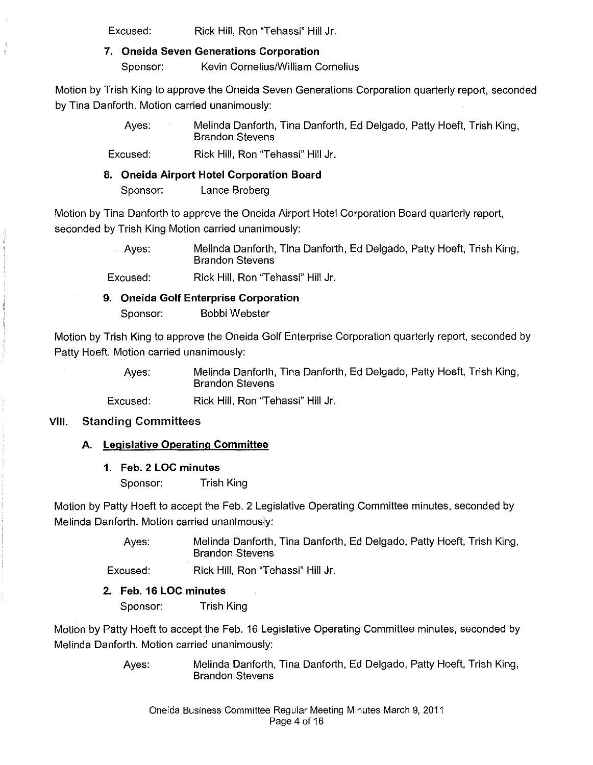Excused: Rick Hill, Ron "Tehassi" Hill Jr.

**7. Oneida Seven Generations Corporation**

Sponsor: Kevin Cornelius/William Cornelius

Motion by Trish King to approve the Oneida Seven Generations Corporation quarterly report, seconded by Tina Danforth. Motion carried unanimously:

Ayes: Melinda Danforth, Tina Danforth, Ed Delgado, Patty Hoeft, Trish King, Brandon Stevens

Excused: Rick Hill, Ron "Tehassi" Hill Jr.

**8. Oneida Airport Hotel Corporation Board**

Sponsor: Lance Broberg

Motion by Tina Danforth to approve the Oneida Airport Hotel Corporation Board quarterly report, seconded by Trish King Motion carried unanimously:

Ayes: Melinda Danforth, Tina Danforth, Ed Delgado, Patty Hoeft, Trish King, Brandon Stevens

Excused: Rick Hill, Ron "Tehassi" Hill Jr.

**9. Oneida Golf Enterprise Corporation**

Sponsor: Bobbi Webster

Motion by Trish King to approve the Oneida Golf Enterprise Corporation quarterly report, seconded by Patty Hoeft. Motion carried unanimously:

Ayes: Melinda Danforth, Tina Danforth, Ed Delgado, Patty Hoeft, Trish King, Brandon Stevens

Excused: Rick Hill, Ron "Tehassi" Hill Jr.

## VIII. Standing Committees

### A. Legislative Operating Committee

**1. Feb. 2 LOC minutes**

Sponsor: Trish King

Motion by Patty Hoeft to accept the Feb. 2 Legislative Operating Committee minutes, seconded by Melinda Danforth. Motion carried unanimously:

Ayes: Melinda Danforth, Tina Danforth, Ed Delgado, Patty Hoeft, Trish King, Brandon Stevens

Excused: Rick Hill, Ron "Tehassi" Hill Jr.

**2. Feb. 16 LOC minutes**

Sponsor: Trish King

Motion by Patty Hoeft to accept the Feb. 16 Legislative Operating Committee minutes, seconded by Melinda Danforth. Motion carried unanimously:

Ayes: Melinda Danforth, Tina Danforth, Ed Delgado, Patty Hoeft, Trish King, Brandon Stevens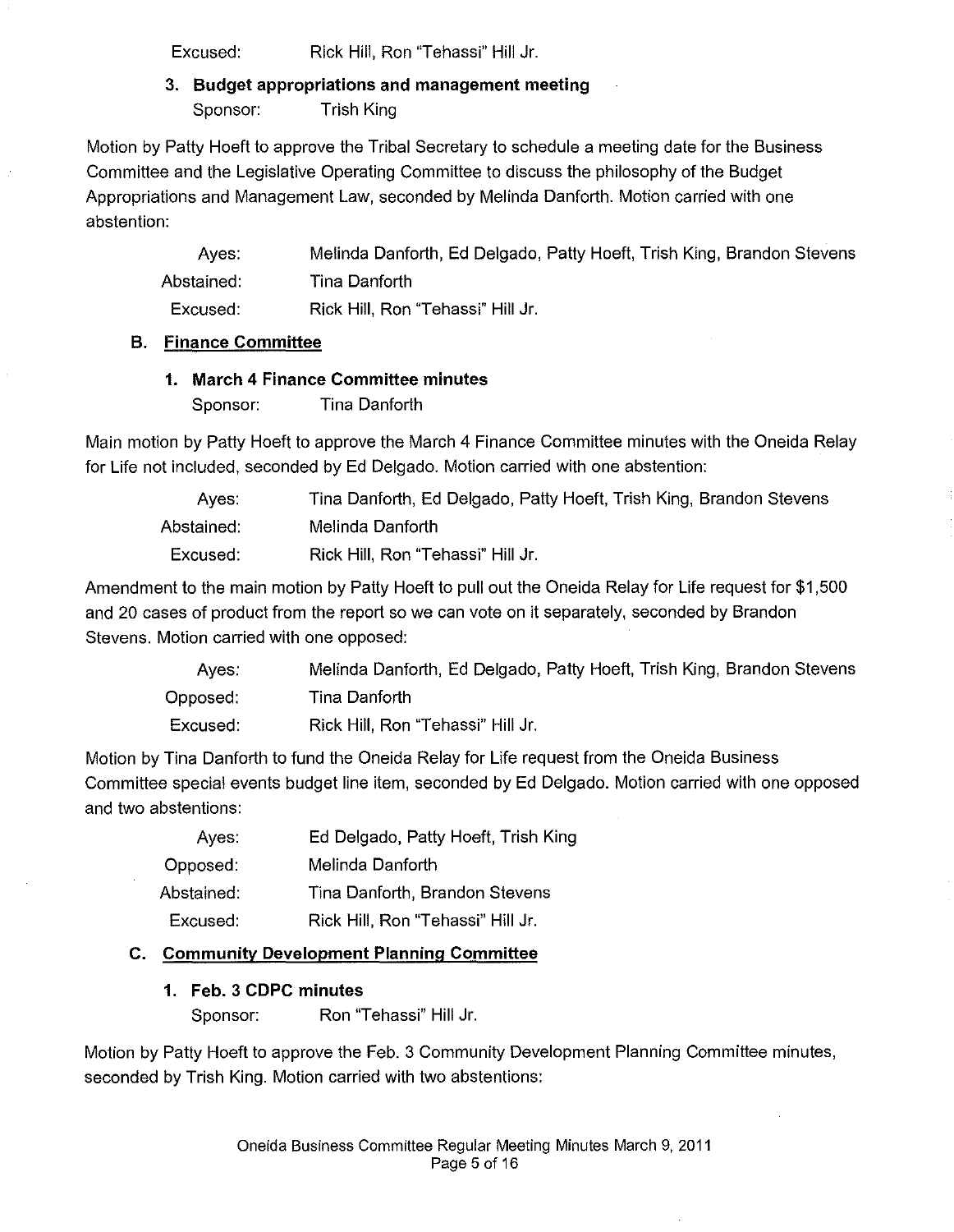| | |
|---|---|
| Excused: | Rick Hill, Ron "Tehassi" Hill Jr. |

### 3. Budget appropriations and management meeting

Sponsor: Trish King

Motion by Patty Hoeft to approve the Tribal Secretary to schedule a meeting date for the Business Committee and the Legislative Operating Committee to discuss the philosophy of the Budget Appropriations and Management Law, seconded by Melinda Danforth. Motion carried with one abstention:

| | |
|---|---|
| Ayes: | Melinda Danforth, Ed Delgado, Patty Hoeft, Trish King, Brandon Stevens |
| Abstained: | Tina Danforth |
| Excused: | Rick Hill, Ron "Tehassi" Hill Jr. |

## B. Finance Committee

### 1. March 4 Finance Committee minutes

Sponsor: Tina Danforth

Main motion by Patty Hoeft to approve the March 4 Finance Committee minutes with the Oneida Relay for Life not included, seconded by Ed Delgado. Motion carried with one abstention:

| | |
|---|---|
| Ayes: | Tina Danforth, Ed Delgado, Patty Hoeft, Trish King, Brandon Stevens |
| Abstained: | Melinda Danforth |
| Excused: | Rick Hill, Ron "Tehassi" Hill Jr. |

Amendment to the main motion by Patty Hoeft to pull out the Oneida Relay for Life request for $1,500 and 20 cases of product from the report so we can vote on it separately, seconded by Brandon Stevens. Motion carried with one opposed:

| | |
|---|---|
| Ayes: | Melinda Danforth, Ed Delgado, Patty Hoeft, Trish King, Brandon Stevens |
| Opposed: | Tina Danforth |
| Excused: | Rick Hill, Ron "Tehassi" Hill Jr. |

Motion by Tina Danforth to fund the Oneida Relay for Life request from the Oneida Business Committee special events budget line item, seconded by Ed Delgado. Motion carried with one opposed and two abstentions:

| | |
|---|---|
| Ayes: | Ed Delgado, Patty Hoeft, Trish King |
| Opposed: | Melinda Danforth |
| Abstained: | Tina Danforth, Brandon Stevens |
| Excused: | Rick Hill, Ron "Tehassi" Hill Jr. |

## C. Community Development Planning Committee

### 1. Feb. 3 CDPC minutes

Sponsor: Ron "Tehassi" Hill Jr.

Motion by Patty Hoeft to approve the Feb. 3 Community Development Planning Committee minutes, seconded by Trish King. Motion carried with two abstentions: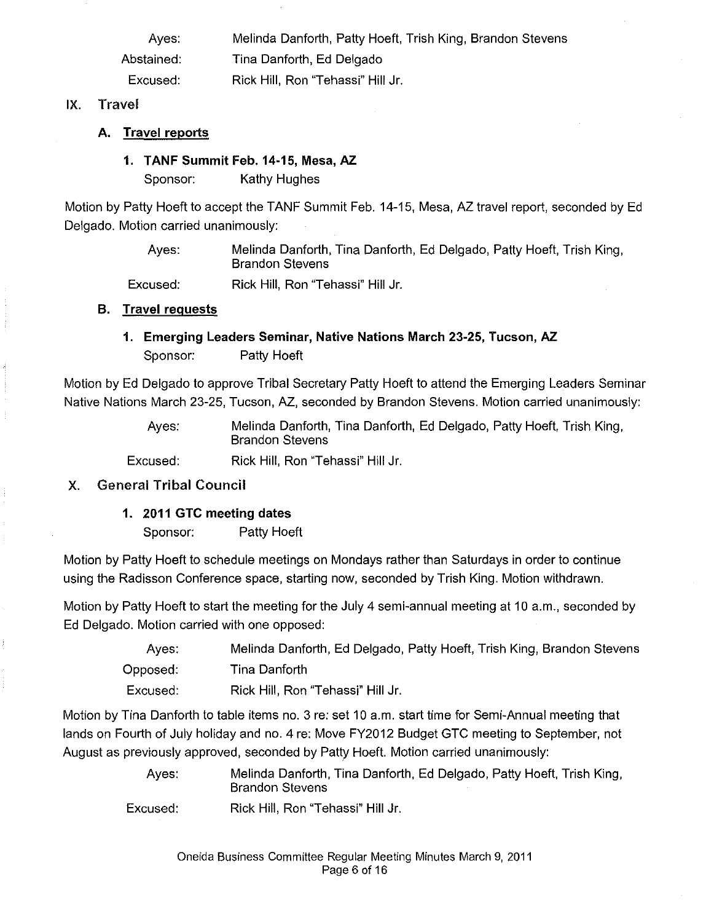Ayes: Melinda Danforth, Patty Hoeft, Trish King, Brandon Stevens

Abstained: Tina Danforth, Ed Delgado

Excused: Rick Hill, Ron "Tehassi" Hill Jr.

## IX. Travel

### A. Travel reports

#### 1. TANF Summit Feb. 14-15, Mesa, AZ

Sponsor: Kathy Hughes

Motion by Patty Hoeft to accept the TANF Summit Feb. 14-15, Mesa, AZ travel report, seconded by Ed Delgado. Motion carried unanimously:

Ayes: Melinda Danforth, Tina Danforth, Ed Delgado, Patty Hoeft, Trish King, Brandon Stevens

Excused: Rick Hill, Ron "Tehassi" Hill Jr.

### B. Travel requests

#### 1. Emerging Leaders Seminar, Native Nations March 23-25, Tucson, AZ

Sponsor: Patty Hoeft

Motion by Ed Delgado to approve Tribal Secretary Patty Hoeft to attend the Emerging Leaders Seminar Native Nations March 23-25, Tucson, AZ, seconded by Brandon Stevens. Motion carried unanimously:

Ayes: Melinda Danforth, Tina Danforth, Ed Delgado, Patty Hoeft, Trish King, Brandon Stevens

Excused: Rick Hill, Ron "Tehassi" Hill Jr.

## X. General Tribal Council

#### 1. 2011 GTC meeting dates

Sponsor: Patty Hoeft

Motion by Patty Hoeft to schedule meetings on Mondays rather than Saturdays in order to continue using the Radisson Conference space, starting now, seconded by Trish King. Motion withdrawn.

Motion by Patty Hoeft to start the meeting for the July 4 semi-annual meeting at 10 a.m., seconded by Ed Delgado. Motion carried with one opposed:

Ayes: Melinda Danforth, Ed Delgado, Patty Hoeft, Trish King, Brandon Stevens

Opposed: Tina Danforth

Excused: Rick Hill, Ron "Tehassi" Hill Jr.

Motion by Tina Danforth to table items no. 3 re: set 10 a.m. start time for Semi-Annual meeting that lands on Fourth of July holiday and no. 4 re: Move FY2012 Budget GTC meeting to September, not August as previously approved, seconded by Patty Hoeft. Motion carried unanimously:

Ayes: Melinda Danforth, Tina Danforth, Ed Delgado, Patty Hoeft, Trish King, Brandon Stevens

Excused: Rick Hill, Ron "Tehassi" Hill Jr.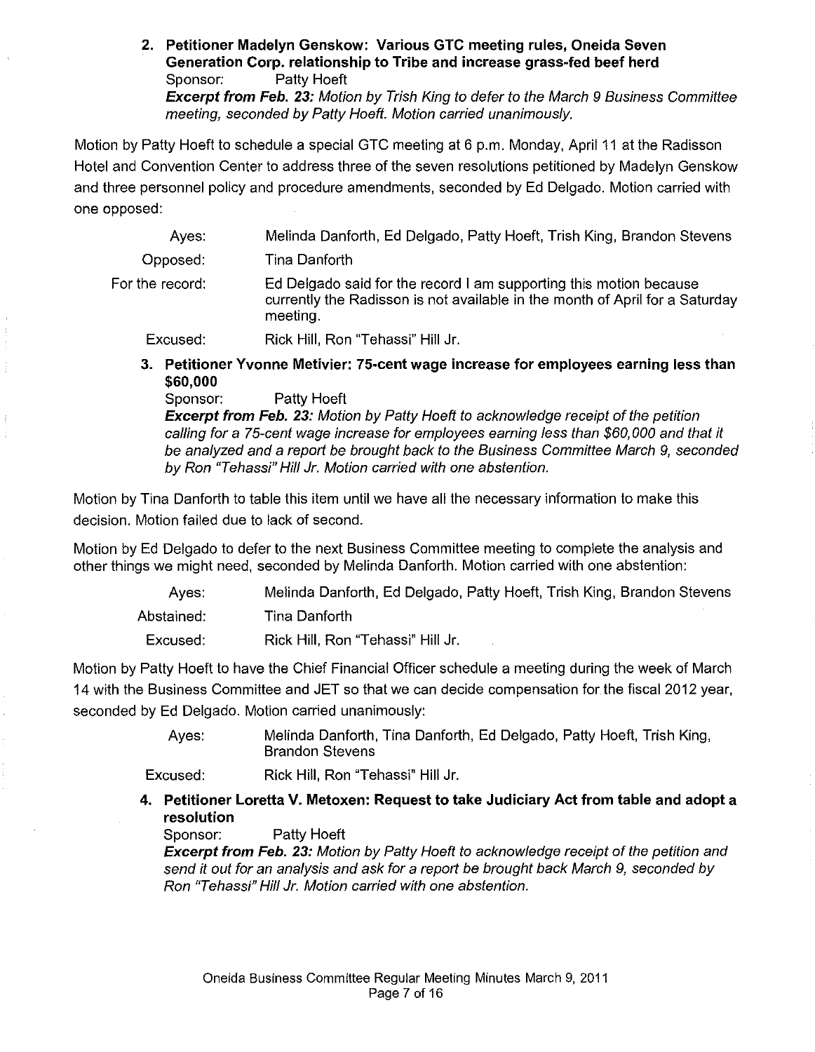**2. Petitioner Madelyn Genskow: Various GTC meeting rules, Oneida Seven Generation Corp. relationship to Tribe and increase grass-fed beef herd**

Sponsor: Patty Hoeft

***Excerpt from Feb. 23:*** *Motion by Trish King to defer to the March 9 Business Committee meeting, seconded by Patty Hoeft. Motion carried unanimously.*

Motion by Patty Hoeft to schedule a special GTC meeting at 6 p.m. Monday, April 11 at the Radisson Hotel and Convention Center to address three of the seven resolutions petitioned by Madelyn Genskow and three personnel policy and procedure amendments, seconded by Ed Delgado. Motion carried with one opposed:

| | |
|---|---|
| Ayes: | Melinda Danforth, Ed Delgado, Patty Hoeft, Trish King, Brandon Stevens |
| Opposed: | Tina Danforth |
| For the record: | Ed Delgado said for the record I am supporting this motion because currently the Radisson is not available in the month of April for a Saturday meeting. |
| Excused: | Rick Hill, Ron "Tehassi" Hill Jr. |

**3. Petitioner Yvonne Metivier: 75-cent wage increase for employees earning less than $60,000**

Sponsor: Patty Hoeft

***Excerpt from Feb. 23:*** *Motion by Patty Hoeft to acknowledge receipt of the petition calling for a 75-cent wage increase for employees earning less than $60,000 and that it be analyzed and a report be brought back to the Business Committee March 9, seconded by Ron "Tehassi" Hill Jr. Motion carried with one abstention.*

Motion by Tina Danforth to table this item until we have all the necessary information to make this decision. Motion failed due to lack of second.

Motion by Ed Delgado to defer to the next Business Committee meeting to complete the analysis and other things we might need, seconded by Melinda Danforth. Motion carried with one abstention:

| | |
|---|---|
| Ayes: | Melinda Danforth, Ed Delgado, Patty Hoeft, Trish King, Brandon Stevens |
| Abstained: | Tina Danforth |
| Excused: | Rick Hill, Ron "Tehassi" Hill Jr. |

Motion by Patty Hoeft to have the Chief Financial Officer schedule a meeting during the week of March 14 with the Business Committee and JET so that we can decide compensation for the fiscal 2012 year, seconded by Ed Delgado. Motion carried unanimously:

| | |
|---|---|
| Ayes: | Melinda Danforth, Tina Danforth, Ed Delgado, Patty Hoeft, Trish King, Brandon Stevens |
| Excused: | Rick Hill, Ron "Tehassi" Hill Jr. |

**4. Petitioner Loretta V. Metoxen: Request to take Judiciary Act from table and adopt a resolution**

Sponsor: Patty Hoeft

***Excerpt from Feb. 23:*** *Motion by Patty Hoeft to acknowledge receipt of the petition and send it out for an analysis and ask for a report be brought back March 9, seconded by Ron "Tehassi" Hill Jr. Motion carried with one abstention.*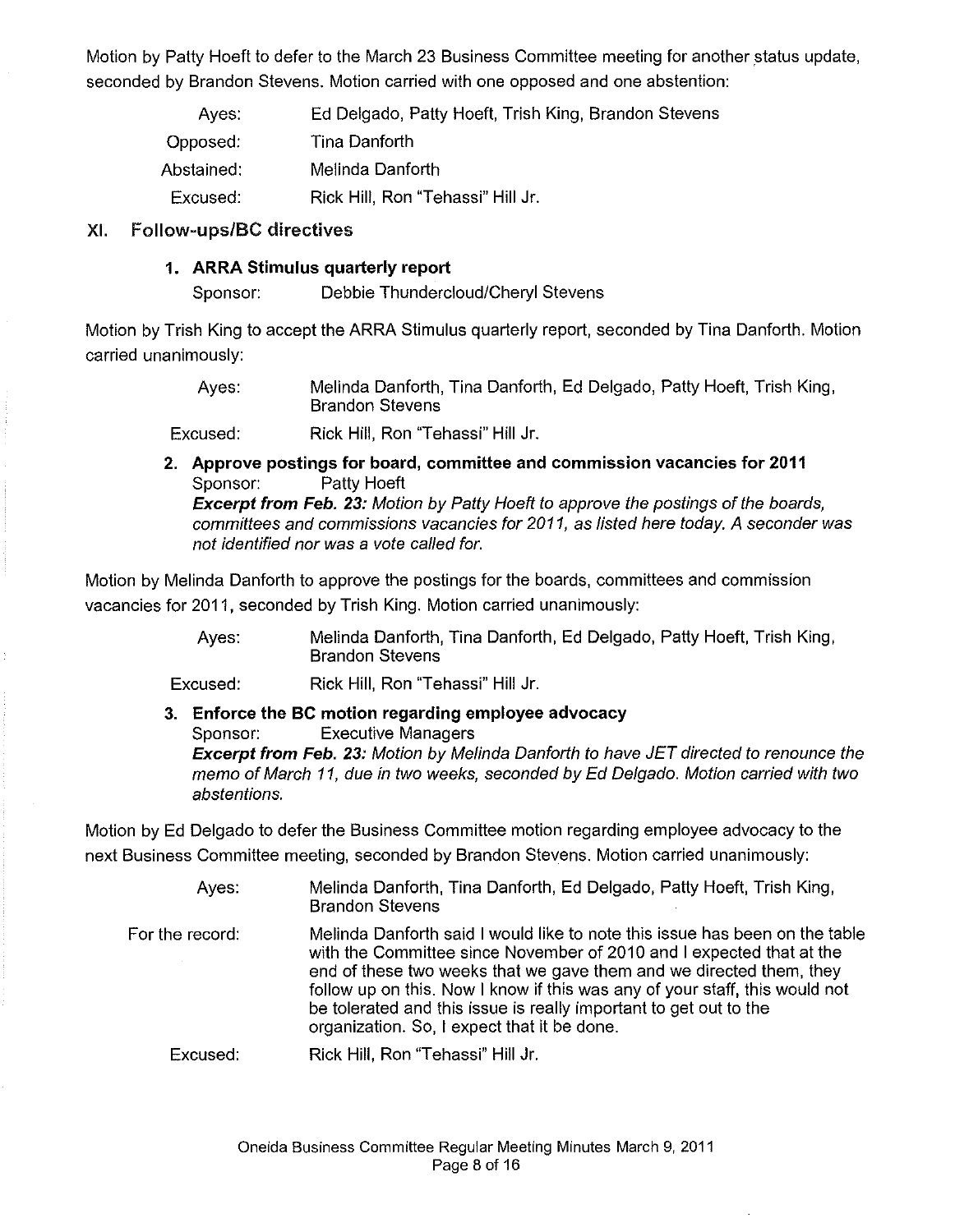Motion by Patty Hoeft to defer to the March 23 Business Committee meeting for another status update, seconded by Brandon Stevens. Motion carried with one opposed and one abstention:

| | |
|---|---|
| Ayes: | Ed Delgado, Patty Hoeft, Trish King, Brandon Stevens |
| Opposed: | Tina Danforth |
| Abstained: | Melinda Danforth |
| Excused: | Rick Hill, Ron "Tehassi" Hill Jr. |

## XI. Follow-ups/BC directives

### 1. ARRA Stimulus quarterly report

Sponsor: Debbie Thundercloud/Cheryl Stevens

Motion by Trish King to accept the ARRA Stimulus quarterly report, seconded by Tina Danforth. Motion carried unanimously:

| | |
|---|---|
| Ayes: | Melinda Danforth, Tina Danforth, Ed Delgado, Patty Hoeft, Trish King, Brandon Stevens |
| Excused: | Rick Hill, Ron "Tehassi" Hill Jr. |

### 2. Approve postings for board, committee and commission vacancies for 2011

Sponsor: Patty Hoeft

***Excerpt from Feb. 23:*** *Motion by Patty Hoeft to approve the postings of the boards, committees and commissions vacancies for 2011, as listed here today. A seconder was not identified nor was a vote called for.*

Motion by Melinda Danforth to approve the postings for the boards, committees and commission vacancies for 2011, seconded by Trish King. Motion carried unanimously:

| | |
|---|---|
| Ayes: | Melinda Danforth, Tina Danforth, Ed Delgado, Patty Hoeft, Trish King, Brandon Stevens |
| Excused: | Rick Hill, Ron "Tehassi" Hill Jr. |

### 3. Enforce the BC motion regarding employee advocacy

Sponsor: Executive Managers

***Excerpt from Feb. 23:*** *Motion by Melinda Danforth to have JET directed to renounce the memo of March 11, due in two weeks, seconded by Ed Delgado. Motion carried with two abstentions.*

Motion by Ed Delgado to defer the Business Committee motion regarding employee advocacy to the next Business Committee meeting, seconded by Brandon Stevens. Motion carried unanimously:

| | |
|---|---|
| Ayes: | Melinda Danforth, Tina Danforth, Ed Delgado, Patty Hoeft, Trish King, Brandon Stevens |
| For the record: | Melinda Danforth said I would like to note this issue has been on the table with the Committee since November of 2010 and I expected that at the end of these two weeks that we gave them and we directed them, they follow up on this. Now I know if this was any of your staff, this would not be tolerated and this issue is really important to get out to the organization. So, I expect that it be done. |
| Excused: | Rick Hill, Ron "Tehassi" Hill Jr. |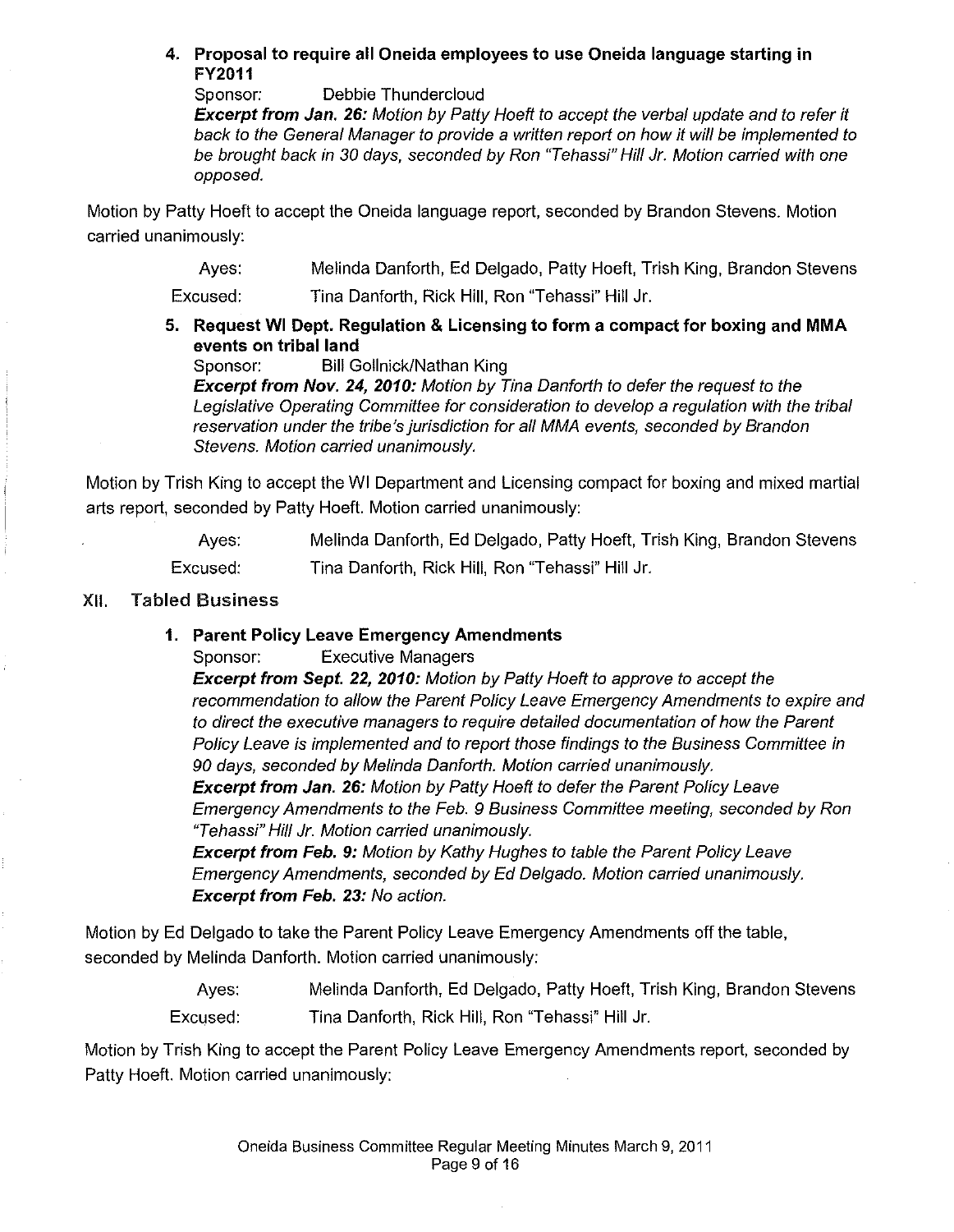**4. Proposal to require all Oneida employees to use Oneida language starting in FY2011**

Sponsor: Debbie Thundercloud

***Excerpt from Jan. 26:*** *Motion by Patty Hoeft to accept the verbal update and to refer it back to the General Manager to provide a written report on how it will be implemented to be brought back in 30 days, seconded by Ron "Tehassi" Hill Jr. Motion carried with one opposed.*

Motion by Patty Hoeft to accept the Oneida language report, seconded by Brandon Stevens. Motion carried unanimously:

Ayes: Melinda Danforth, Ed Delgado, Patty Hoeft, Trish King, Brandon Stevens

Excused: Tina Danforth, Rick Hill, Ron "Tehassi" Hill Jr.

**5. Request WI Dept. Regulation & Licensing to form a compact for boxing and MMA events on tribal land**

Sponsor: Bill Gollnick/Nathan King

***Excerpt from Nov. 24, 2010:*** *Motion by Tina Danforth to defer the request to the Legislative Operating Committee for consideration to develop a regulation with the tribal reservation under the tribe's jurisdiction for all MMA events, seconded by Brandon Stevens. Motion carried unanimously.*

Motion by Trish King to accept the WI Department and Licensing compact for boxing and mixed martial arts report, seconded by Patty Hoeft. Motion carried unanimously:

Ayes: Melinda Danforth, Ed Delgado, Patty Hoeft, Trish King, Brandon Stevens

Excused: Tina Danforth, Rick Hill, Ron "Tehassi" Hill Jr.

## XII. Tabled Business

**1. Parent Policy Leave Emergency Amendments**

Sponsor: Executive Managers

***Excerpt from Sept. 22, 2010:*** *Motion by Patty Hoeft to approve to accept the recommendation to allow the Parent Policy Leave Emergency Amendments to expire and to direct the executive managers to require detailed documentation of how the Parent Policy Leave is implemented and to report those findings to the Business Committee in 90 days, seconded by Melinda Danforth. Motion carried unanimously.*

***Excerpt from Jan. 26:*** *Motion by Patty Hoeft to defer the Parent Policy Leave Emergency Amendments to the Feb. 9 Business Committee meeting, seconded by Ron "Tehassi" Hill Jr. Motion carried unanimously.*

***Excerpt from Feb. 9:*** *Motion by Kathy Hughes to table the Parent Policy Leave Emergency Amendments, seconded by Ed Delgado. Motion carried unanimously.*

***Excerpt from Feb. 23:*** *No action.*

Motion by Ed Delgado to take the Parent Policy Leave Emergency Amendments off the table, seconded by Melinda Danforth. Motion carried unanimously:

Ayes: Melinda Danforth, Ed Delgado, Patty Hoeft, Trish King, Brandon Stevens

Excused: Tina Danforth, Rick Hill, Ron "Tehassi" Hill Jr.

Motion by Trish King to accept the Parent Policy Leave Emergency Amendments report, seconded by Patty Hoeft. Motion carried unanimously: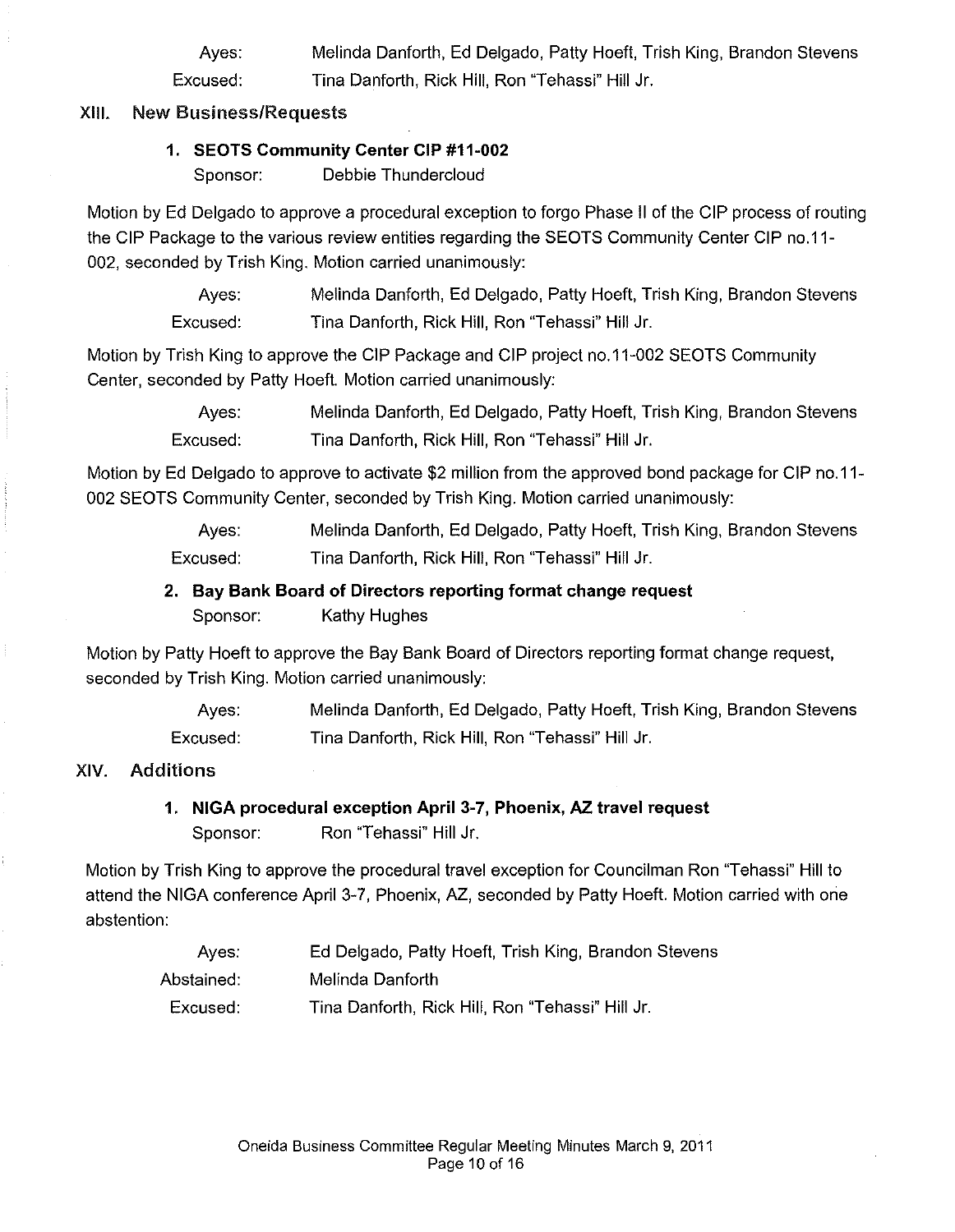Ayes: Melinda Danforth, Ed Delgado, Patty Hoeft, Trish King, Brandon Stevens
Excused: Tina Danforth, Rick Hill, Ron "Tehassi" Hill Jr.

## XIII. New Business/Requests

### 1. SEOTS Community Center CIP #11-002

Sponsor: Debbie Thundercloud

Motion by Ed Delgado to approve a procedural exception to forgo Phase II of the CIP process of routing the CIP Package to the various review entities regarding the SEOTS Community Center CIP no.11-002, seconded by Trish King. Motion carried unanimously:

Ayes: Melinda Danforth, Ed Delgado, Patty Hoeft, Trish King, Brandon Stevens
Excused: Tina Danforth, Rick Hill, Ron "Tehassi" Hill Jr.

Motion by Trish King to approve the CIP Package and CIP project no.11-002 SEOTS Community Center, seconded by Patty Hoeft. Motion carried unanimously:

Ayes: Melinda Danforth, Ed Delgado, Patty Hoeft, Trish King, Brandon Stevens
Excused: Tina Danforth, Rick Hill, Ron "Tehassi" Hill Jr.

Motion by Ed Delgado to approve to activate $2 million from the approved bond package for CIP no.11-002 SEOTS Community Center, seconded by Trish King. Motion carried unanimously:

Ayes: Melinda Danforth, Ed Delgado, Patty Hoeft, Trish King, Brandon Stevens
Excused: Tina Danforth, Rick Hill, Ron "Tehassi" Hill Jr.

### 2. Bay Bank Board of Directors reporting format change request

Sponsor: Kathy Hughes

Motion by Patty Hoeft to approve the Bay Bank Board of Directors reporting format change request, seconded by Trish King. Motion carried unanimously:

Ayes: Melinda Danforth, Ed Delgado, Patty Hoeft, Trish King, Brandon Stevens
Excused: Tina Danforth, Rick Hill, Ron "Tehassi" Hill Jr.

## XIV. Additions

### 1. NIGA procedural exception April 3-7, Phoenix, AZ travel request

Sponsor: Ron "Tehassi" Hill Jr.

Motion by Trish King to approve the procedural travel exception for Councilman Ron "Tehassi" Hill to attend the NIGA conference April 3-7, Phoenix, AZ, seconded by Patty Hoeft. Motion carried with one abstention:

Ayes: Ed Delgado, Patty Hoeft, Trish King, Brandon Stevens
Abstained: Melinda Danforth
Excused: Tina Danforth, Rick Hill, Ron "Tehassi" Hill Jr.

Oneida Business Committee Regular Meeting Minutes March 9, 2011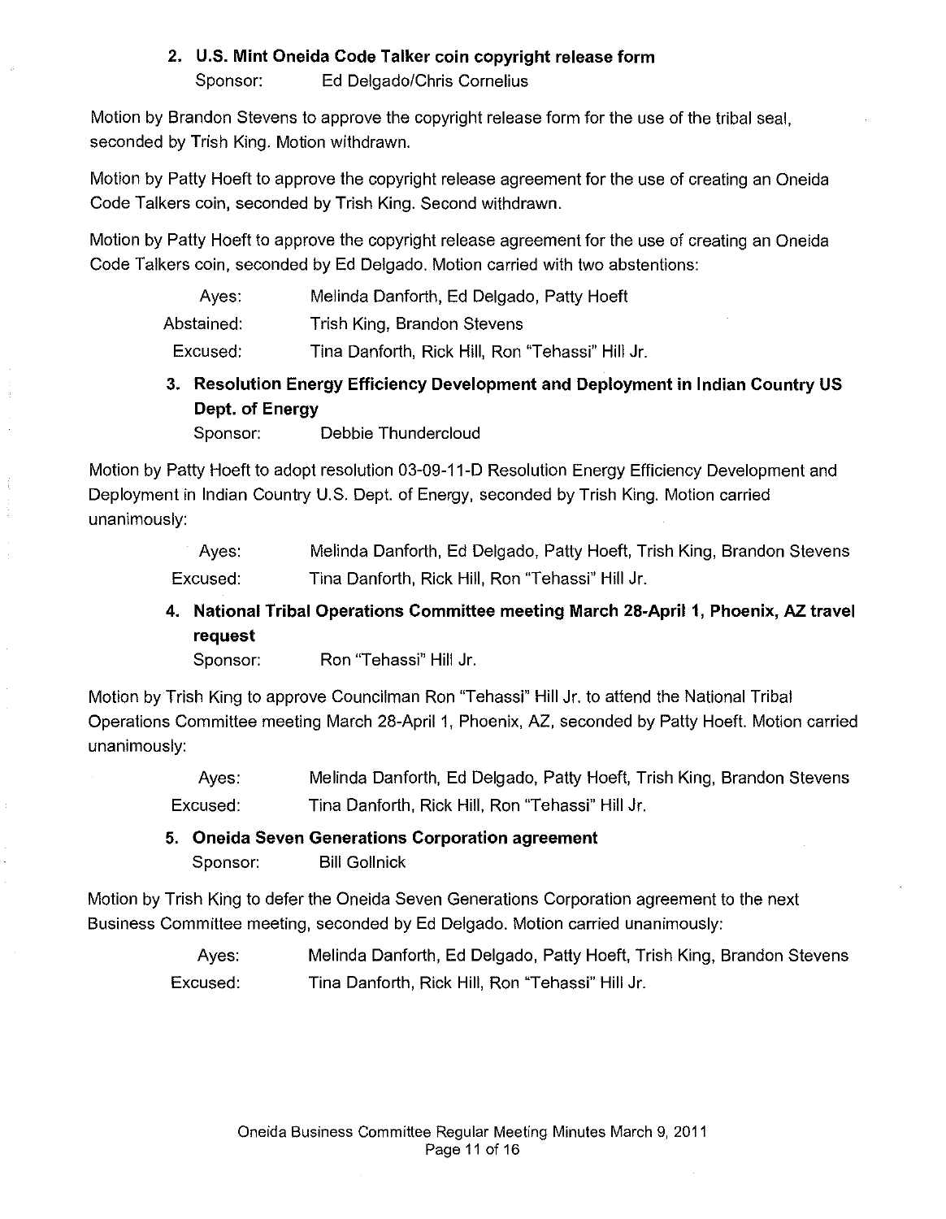### 2. U.S. Mint Oneida Code Talker coin copyright release form

Sponsor: Ed Delgado/Chris Cornelius

Motion by Brandon Stevens to approve the copyright release form for the use of the tribal seal, seconded by Trish King. Motion withdrawn.

Motion by Patty Hoeft to approve the copyright release agreement for the use of creating an Oneida Code Talkers coin, seconded by Trish King. Second withdrawn.

Motion by Patty Hoeft to approve the copyright release agreement for the use of creating an Oneida Code Talkers coin, seconded by Ed Delgado. Motion carried with two abstentions:

| | |
|---|---|
| Ayes: | Melinda Danforth, Ed Delgado, Patty Hoeft |
| Abstained: | Trish King, Brandon Stevens |
| Excused: | Tina Danforth, Rick Hill, Ron "Tehassi" Hill Jr. |

### 3. Resolution Energy Efficiency Development and Deployment in Indian Country US Dept. of Energy

Sponsor: Debbie Thundercloud

Motion by Patty Hoeft to adopt resolution 03-09-11-D Resolution Energy Efficiency Development and Deployment in Indian Country U.S. Dept. of Energy, seconded by Trish King. Motion carried unanimously:

| | |
|---|---|
| Ayes: | Melinda Danforth, Ed Delgado, Patty Hoeft, Trish King, Brandon Stevens |
| Excused: | Tina Danforth, Rick Hill, Ron "Tehassi" Hill Jr. |

### 4. National Tribal Operations Committee meeting March 28-April 1, Phoenix, AZ travel request

Sponsor: Ron "Tehassi" Hill Jr.

Motion by Trish King to approve Councilman Ron "Tehassi" Hill Jr. to attend the National Tribal Operations Committee meeting March 28-April 1, Phoenix, AZ, seconded by Patty Hoeft. Motion carried unanimously:

| | |
|---|---|
| Ayes: | Melinda Danforth, Ed Delgado, Patty Hoeft, Trish King, Brandon Stevens |
| Excused: | Tina Danforth, Rick Hill, Ron "Tehassi" Hill Jr. |

### 5. Oneida Seven Generations Corporation agreement

Sponsor: Bill Gollnick

Motion by Trish King to defer the Oneida Seven Generations Corporation agreement to the next Business Committee meeting, seconded by Ed Delgado. Motion carried unanimously:

| | |
|---|---|
| Ayes: | Melinda Danforth, Ed Delgado, Patty Hoeft, Trish King, Brandon Stevens |
| Excused: | Tina Danforth, Rick Hill, Ron "Tehassi" Hill Jr. |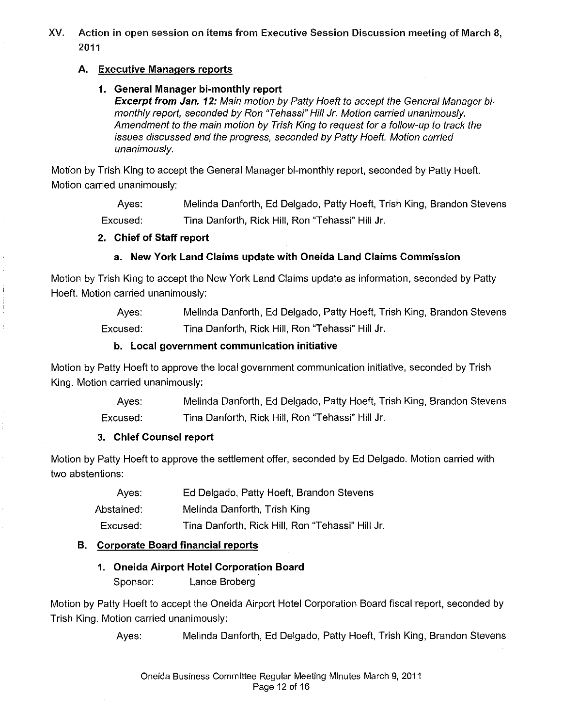## XV. Action in open session on items from Executive Session Discussion meeting of March 8, 2011

### A. Executive Managers reports

#### 1. General Manager bi-monthly report

***Excerpt from Jan. 12:*** *Main motion by Patty Hoeft to accept the General Manager bi-monthly report, seconded by Ron "Tehassi" Hill Jr. Motion carried unanimously. Amendment to the main motion by Trish King to request for a follow-up to track the issues discussed and the progress, seconded by Patty Hoeft. Motion carried unanimously.*

Motion by Trish King to accept the General Manager bi-monthly report, seconded by Patty Hoeft. Motion carried unanimously:

Ayes: Melinda Danforth, Ed Delgado, Patty Hoeft, Trish King, Brandon Stevens
Excused: Tina Danforth, Rick Hill, Ron "Tehassi" Hill Jr.

#### 2. Chief of Staff report

##### a. New York Land Claims update with Oneida Land Claims Commission

Motion by Trish King to accept the New York Land Claims update as information, seconded by Patty Hoeft. Motion carried unanimously:

Ayes: Melinda Danforth, Ed Delgado, Patty Hoeft, Trish King, Brandon Stevens
Excused: Tina Danforth, Rick Hill, Ron "Tehassi" Hill Jr.

##### b. Local government communication initiative

Motion by Patty Hoeft to approve the local government communication initiative, seconded by Trish King. Motion carried unanimously:

Ayes: Melinda Danforth, Ed Delgado, Patty Hoeft, Trish King, Brandon Stevens
Excused: Tina Danforth, Rick Hill, Ron "Tehassi" Hill Jr.

#### 3. Chief Counsel report

Motion by Patty Hoeft to approve the settlement offer, seconded by Ed Delgado. Motion carried with two abstentions:

Ayes: Ed Delgado, Patty Hoeft, Brandon Stevens
Abstained: Melinda Danforth, Trish King
Excused: Tina Danforth, Rick Hill, Ron "Tehassi" Hill Jr.

### B. Corporate Board financial reports

#### 1. Oneida Airport Hotel Corporation Board

Sponsor: Lance Broberg

Motion by Patty Hoeft to accept the Oneida Airport Hotel Corporation Board fiscal report, seconded by Trish King. Motion carried unanimously:

Ayes: Melinda Danforth, Ed Delgado, Patty Hoeft, Trish King, Brandon Stevens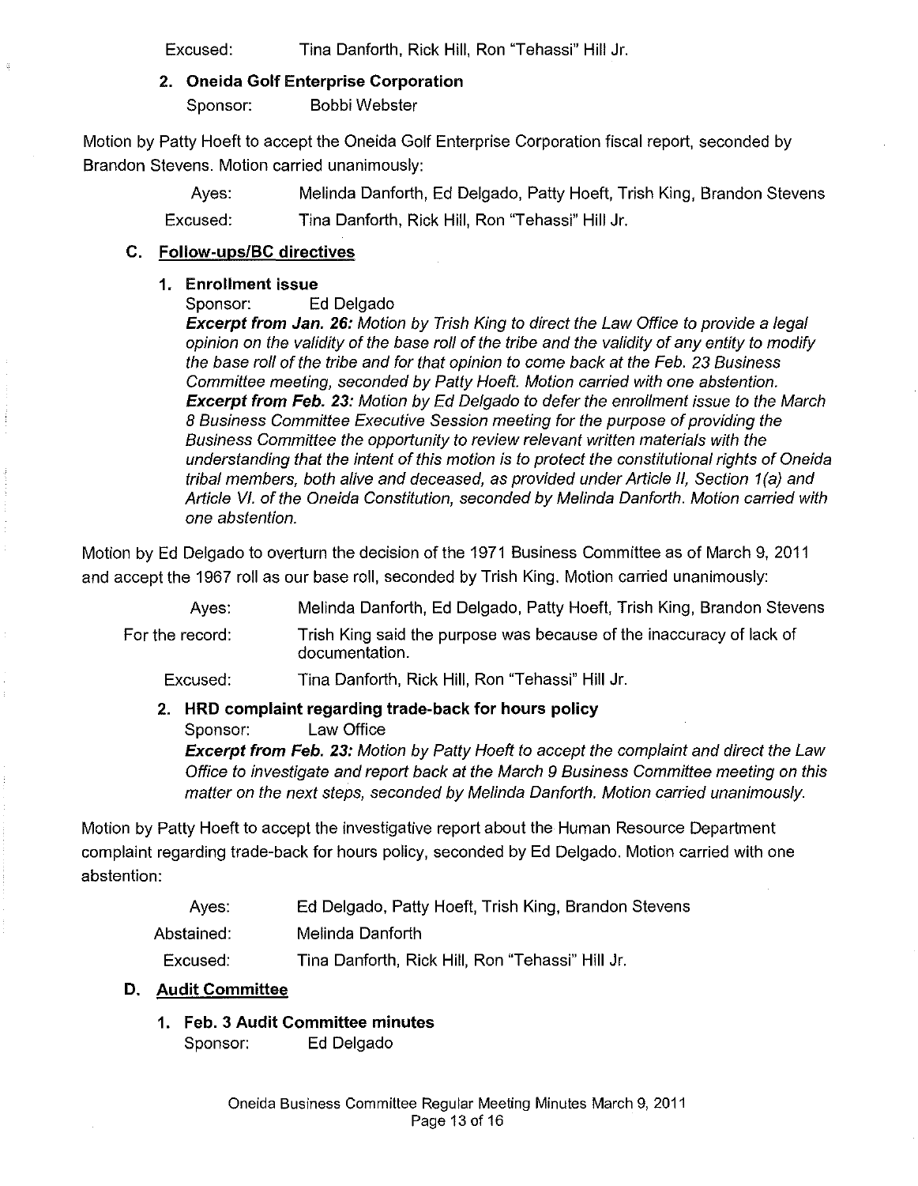Excused: Tina Danforth, Rick Hill, Ron "Tehassi" Hill Jr.

**2. Oneida Golf Enterprise Corporation**

Sponsor: Bobbi Webster

Motion by Patty Hoeft to accept the Oneida Golf Enterprise Corporation fiscal report, seconded by Brandon Stevens. Motion carried unanimously:

Ayes: Melinda Danforth, Ed Delgado, Patty Hoeft, Trish King, Brandon Stevens

Excused: Tina Danforth, Rick Hill, Ron "Tehassi" Hill Jr.

### C. Follow-ups/BC directives

**1. Enrollment issue**

Sponsor: Ed Delgado

***Excerpt from Jan. 26:*** *Motion by Trish King to direct the Law Office to provide a legal opinion on the validity of the base roll of the tribe and the validity of any entity to modify the base roll of the tribe and for that opinion to come back at the Feb. 23 Business Committee meeting, seconded by Patty Hoeft. Motion carried with one abstention.*

***Excerpt from Feb. 23:*** *Motion by Ed Delgado to defer the enrollment issue to the March 8 Business Committee Executive Session meeting for the purpose of providing the Business Committee the opportunity to review relevant written materials with the understanding that the intent of this motion is to protect the constitutional rights of Oneida tribal members, both alive and deceased, as provided under Article II, Section 1(a) and Article VI. of the Oneida Constitution, seconded by Melinda Danforth. Motion carried with one abstention.*

Motion by Ed Delgado to overturn the decision of the 1971 Business Committee as of March 9, 2011 and accept the 1967 roll as our base roll, seconded by Trish King. Motion carried unanimously:

Ayes: Melinda Danforth, Ed Delgado, Patty Hoeft, Trish King, Brandon Stevens

For the record: Trish King said the purpose was because of the inaccuracy of lack of documentation.

Excused: Tina Danforth, Rick Hill, Ron "Tehassi" Hill Jr.

**2. HRD complaint regarding trade-back for hours policy**

Sponsor: Law Office

***Excerpt from Feb. 23:*** *Motion by Patty Hoeft to accept the complaint and direct the Law Office to investigate and report back at the March 9 Business Committee meeting on this matter on the next steps, seconded by Melinda Danforth. Motion carried unanimously.*

Motion by Patty Hoeft to accept the investigative report about the Human Resource Department complaint regarding trade-back for hours policy, seconded by Ed Delgado. Motion carried with one abstention:

Ayes: Ed Delgado, Patty Hoeft, Trish King, Brandon Stevens

Abstained: Melinda Danforth

Excused: Tina Danforth, Rick Hill, Ron "Tehassi" Hill Jr.

### D. Audit Committee

**1. Feb. 3 Audit Committee minutes**

Sponsor: Ed Delgado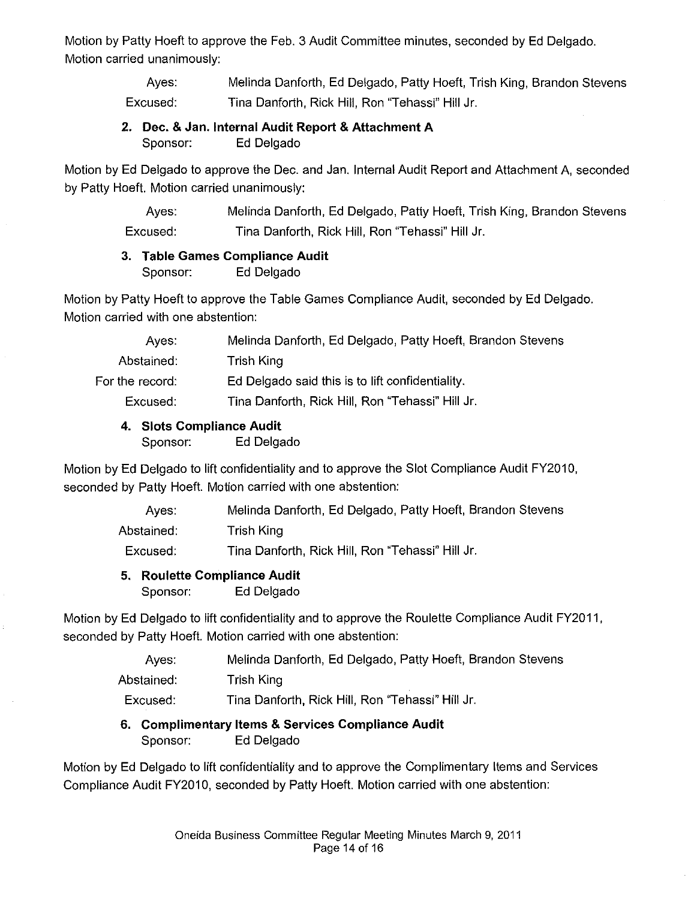Motion by Patty Hoeft to approve the Feb. 3 Audit Committee minutes, seconded by Ed Delgado. Motion carried unanimously:

Ayes: Melinda Danforth, Ed Delgado, Patty Hoeft, Trish King, Brandon Stevens
Excused: Tina Danforth, Rick Hill, Ron "Tehassi" Hill Jr.

**2. Dec. & Jan. Internal Audit Report & Attachment A**
Sponsor: Ed Delgado

Motion by Ed Delgado to approve the Dec. and Jan. Internal Audit Report and Attachment A, seconded by Patty Hoeft. Motion carried unanimously:

Ayes: Melinda Danforth, Ed Delgado, Patty Hoeft, Trish King, Brandon Stevens
Excused: Tina Danforth, Rick Hill, Ron "Tehassi" Hill Jr.

**3. Table Games Compliance Audit**
Sponsor: Ed Delgado

Motion by Patty Hoeft to approve the Table Games Compliance Audit, seconded by Ed Delgado. Motion carried with one abstention:

Ayes: Melinda Danforth, Ed Delgado, Patty Hoeft, Brandon Stevens
Abstained: Trish King
For the record: Ed Delgado said this is to lift confidentiality.
Excused: Tina Danforth, Rick Hill, Ron "Tehassi" Hill Jr.

**4. Slots Compliance Audit**
Sponsor: Ed Delgado

Motion by Ed Delgado to lift confidentiality and to approve the Slot Compliance Audit FY2010, seconded by Patty Hoeft. Motion carried with one abstention:

Ayes: Melinda Danforth, Ed Delgado, Patty Hoeft, Brandon Stevens
Abstained: Trish King
Excused: Tina Danforth, Rick Hill, Ron "Tehassi" Hill Jr.

**5. Roulette Compliance Audit**
Sponsor: Ed Delgado

Motion by Ed Delgado to lift confidentiality and to approve the Roulette Compliance Audit FY2011, seconded by Patty Hoeft. Motion carried with one abstention:

Ayes: Melinda Danforth, Ed Delgado, Patty Hoeft, Brandon Stevens
Abstained: Trish King
Excused: Tina Danforth, Rick Hill, Ron "Tehassi" Hill Jr.

**6. Complimentary Items & Services Compliance Audit**
Sponsor: Ed Delgado

Motion by Ed Delgado to lift confidentiality and to approve the Complimentary Items and Services Compliance Audit FY2010, seconded by Patty Hoeft. Motion carried with one abstention: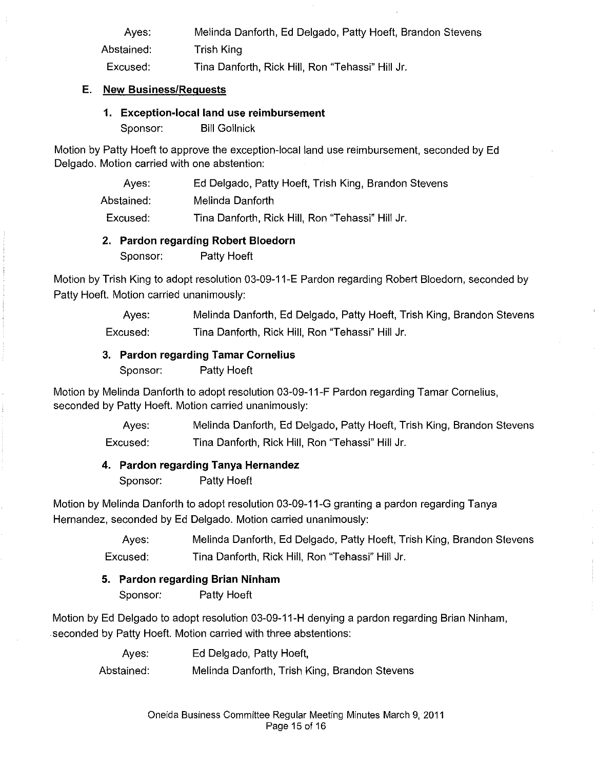Ayes: Melinda Danforth, Ed Delgado, Patty Hoeft, Brandon Stevens

Abstained: Trish King

Excused: Tina Danforth, Rick Hill, Ron "Tehassi" Hill Jr.

### E. New Business/Requests

#### 1. Exception-local land use reimbursement

Sponsor: Bill Gollnick

Motion by Patty Hoeft to approve the exception-local land use reimbursement, seconded by Ed Delgado. Motion carried with one abstention:

Ayes: Ed Delgado, Patty Hoeft, Trish King, Brandon Stevens

Abstained: Melinda Danforth

Excused: Tina Danforth, Rick Hill, Ron "Tehassi" Hill Jr.

#### 2. Pardon regarding Robert Bloedorn

Sponsor: Patty Hoeft

Motion by Trish King to adopt resolution 03-09-11-E Pardon regarding Robert Bloedorn, seconded by Patty Hoeft. Motion carried unanimously:

Ayes: Melinda Danforth, Ed Delgado, Patty Hoeft, Trish King, Brandon Stevens

Excused: Tina Danforth, Rick Hill, Ron "Tehassi" Hill Jr.

#### 3. Pardon regarding Tamar Cornelius

Sponsor: Patty Hoeft

Motion by Melinda Danforth to adopt resolution 03-09-11-F Pardon regarding Tamar Cornelius, seconded by Patty Hoeft. Motion carried unanimously:

Ayes: Melinda Danforth, Ed Delgado, Patty Hoeft, Trish King, Brandon Stevens

Excused: Tina Danforth, Rick Hill, Ron "Tehassi" Hill Jr.

#### 4. Pardon regarding Tanya Hernandez

Sponsor: Patty Hoeft

Motion by Melinda Danforth to adopt resolution 03-09-11-G granting a pardon regarding Tanya Hernandez, seconded by Ed Delgado. Motion carried unanimously:

Ayes: Melinda Danforth, Ed Delgado, Patty Hoeft, Trish King, Brandon Stevens

Excused: Tina Danforth, Rick Hill, Ron "Tehassi" Hill Jr.

#### 5. Pardon regarding Brian Ninham

Sponsor: Patty Hoeft

Motion by Ed Delgado to adopt resolution 03-09-11-H denying a pardon regarding Brian Ninham, seconded by Patty Hoeft. Motion carried with three abstentions:

Ayes: Ed Delgado, Patty Hoeft,

Abstained: Melinda Danforth, Trish King, Brandon Stevens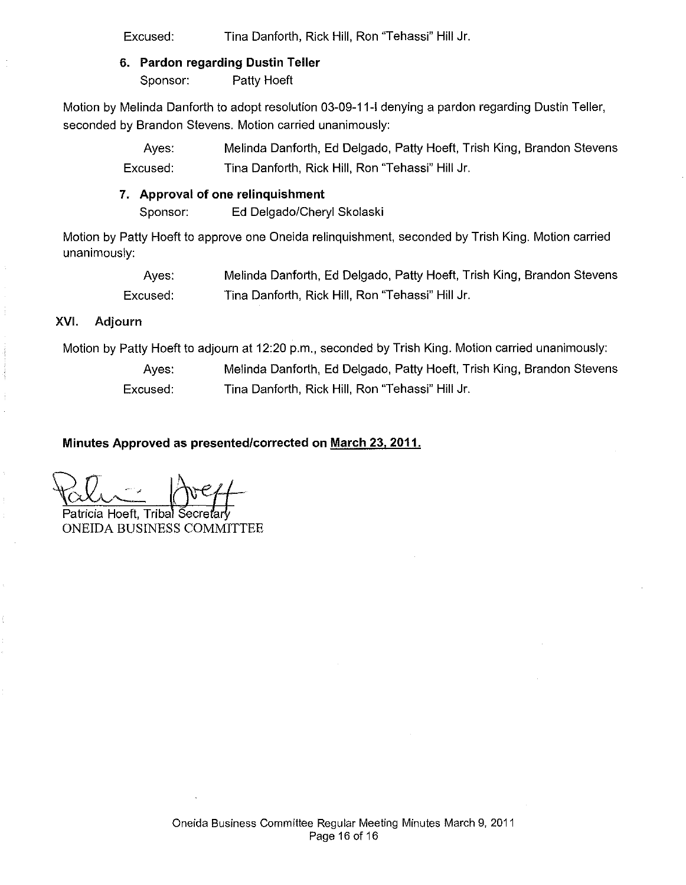Excused: Tina Danforth, Rick Hill, Ron "Tehassi" Hill Jr.

**6. Pardon regarding Dustin Teller**

Sponsor: Patty Hoeft

Motion by Melinda Danforth to adopt resolution 03-09-11-I denying a pardon regarding Dustin Teller, seconded by Brandon Stevens. Motion carried unanimously:

Ayes: Melinda Danforth, Ed Delgado, Patty Hoeft, Trish King, Brandon Stevens

Excused: Tina Danforth, Rick Hill, Ron "Tehassi" Hill Jr.

**7. Approval of one relinquishment**

Sponsor: Ed Delgado/Cheryl Skolaski

Motion by Patty Hoeft to approve one Oneida relinquishment, seconded by Trish King. Motion carried unanimously:

Ayes: Melinda Danforth, Ed Delgado, Patty Hoeft, Trish King, Brandon Stevens

Excused: Tina Danforth, Rick Hill, Ron "Tehassi" Hill Jr.

## XVI. Adjourn

Motion by Patty Hoeft to adjourn at 12:20 p.m., seconded by Trish King. Motion carried unanimously:

Ayes: Melinda Danforth, Ed Delgado, Patty Hoeft, Trish King, Brandon Stevens

Excused: Tina Danforth, Rick Hill, Ron "Tehassi" Hill Jr.

**Minutes Approved as presented/corrected on March 23, 2011.**

Patricia Hoeft, Tribal Secretary
ONEIDA BUSINESS COMMITTEE